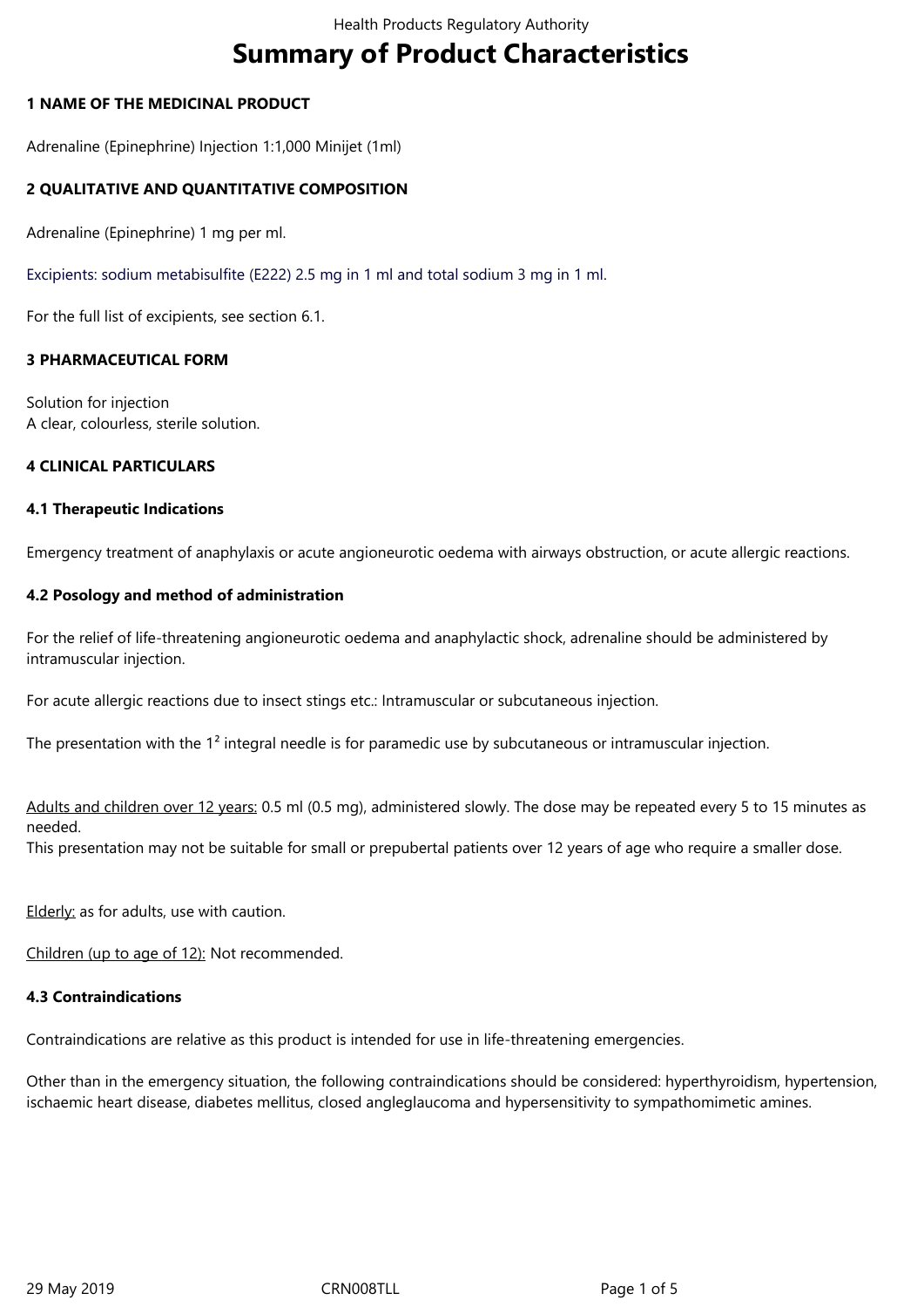# Summary of Product Characteristics

## 1 NAME OF THE MEDICINAL PRODUCT

Adrenaline (Epinephrine) Injection 1:1,000 Minijet (1ml)

## 2 QUALITATIVE AND QUANTITATIVE COMPOSITION

Adrenaline (Epinephrine) 1 mg per ml.

Excipients: sodium metabisulfite (E222) 2.5 mg in 1 ml and total sodium 3 mg in 1 ml.

For the full list of excipients, see section 6.1.

## 3 PHARMACEUTICAL FORM

Solution for injection
A clear, colourless, sterile solution.

## 4 CLINICAL PARTICULARS

### 4.1 Therapeutic Indications

Emergency treatment of anaphylaxis or acute angioneurotic oedema with airways obstruction, or acute allergic reactions.

### 4.2 Posology and method of administration

For the relief of life-threatening angioneurotic oedema and anaphylactic shock, adrenaline should be administered by intramuscular injection.

For acute allergic reactions due to insect stings etc.: Intramuscular or subcutaneous injection.

The presentation with the 1² integral needle is for paramedic use by subcutaneous or intramuscular injection.

Adults and children over 12 years: 0.5 ml (0.5 mg), administered slowly. The dose may be repeated every 5 to 15 minutes as needed.
This presentation may not be suitable for small or prepubertal patients over 12 years of age who require a smaller dose.

Elderly: as for adults, use with caution.

Children (up to age of 12): Not recommended.

### 4.3 Contraindications

Contraindications are relative as this product is intended for use in life-threatening emergencies.

Other than in the emergency situation, the following contraindications should be considered: hyperthyroidism, hypertension, ischaemic heart disease, diabetes mellitus, closed angleglaucoma and hypersensitivity to sympathomimetic amines.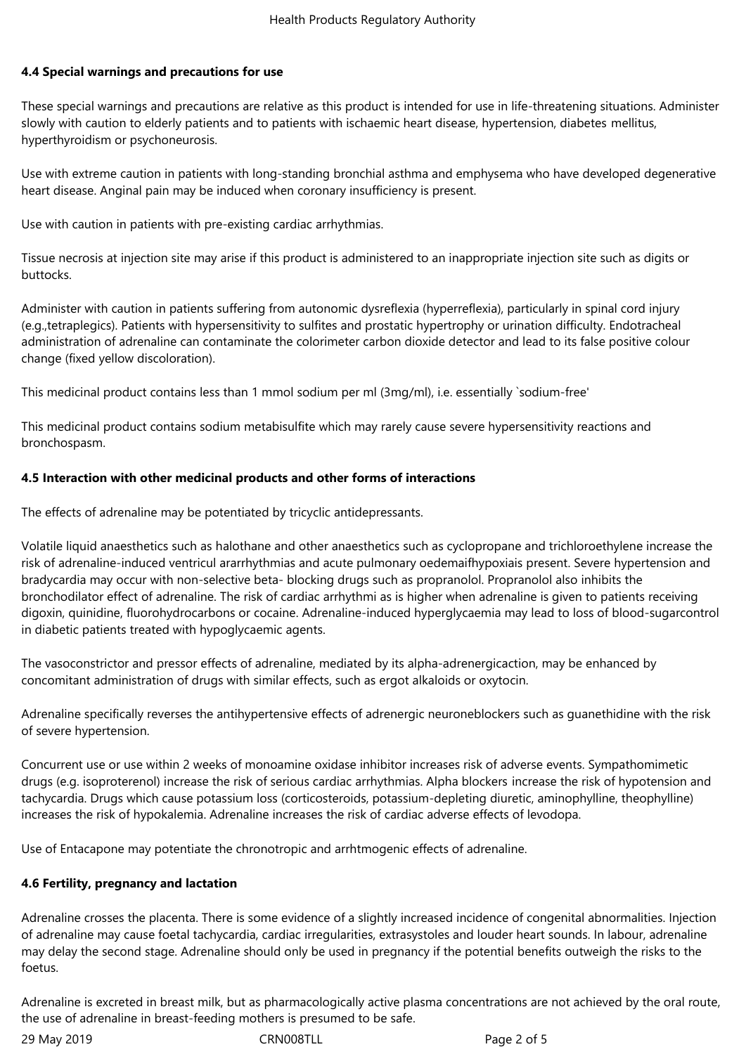### 4.4 Special warnings and precautions for use

These special warnings and precautions are relative as this product is intended for use in life-threatening situations. Administer slowly with caution to elderly patients and to patients with ischaemic heart disease, hypertension, diabetes mellitus, hyperthyroidism or psychoneurosis.

Use with extreme caution in patients with long-standing bronchial asthma and emphysema who have developed degenerative heart disease. Anginal pain may be induced when coronary insufficiency is present.

Use with caution in patients with pre-existing cardiac arrhythmias.

Tissue necrosis at injection site may arise if this product is administered to an inappropriate injection site such as digits or buttocks.

Administer with caution in patients suffering from autonomic dysreflexia (hyperreflexia), particularly in spinal cord injury (e.g.,tetraplegics). Patients with hypersensitivity to sulfites and prostatic hypertrophy or urination difficulty. Endotracheal administration of adrenaline can contaminate the colorimeter carbon dioxide detector and lead to its false positive colour change (fixed yellow discoloration).

This medicinal product contains less than 1 mmol sodium per ml (3mg/ml), i.e. essentially `sodium-free'

This medicinal product contains sodium metabisulfite which may rarely cause severe hypersensitivity reactions and bronchospasm.

### 4.5 Interaction with other medicinal products and other forms of interactions

The effects of adrenaline may be potentiated by tricyclic antidepressants.

Volatile liquid anaesthetics such as halothane and other anaesthetics such as cyclopropane and trichloroethylene increase the risk of adrenaline-induced ventricul ararrhythmias and acute pulmonary oedemaifhypoxiais present. Severe hypertension and bradycardia may occur with non-selective beta- blocking drugs such as propranolol. Propranolol also inhibits the bronchodilator effect of adrenaline. The risk of cardiac arrhythmi as is higher when adrenaline is given to patients receiving digoxin, quinidine, fluorohydrocarbons or cocaine. Adrenaline-induced hyperglycaemia may lead to loss of blood-sugarcontrol in diabetic patients treated with hypoglycaemic agents.

The vasoconstrictor and pressor effects of adrenaline, mediated by its alpha-adrenergicaction, may be enhanced by concomitant administration of drugs with similar effects, such as ergot alkaloids or oxytocin.

Adrenaline specifically reverses the antihypertensive effects of adrenergic neuroneblockers such as guanethidine with the risk of severe hypertension.

Concurrent use or use within 2 weeks of monoamine oxidase inhibitor increases risk of adverse events. Sympathomimetic drugs (e.g. isoproterenol) increase the risk of serious cardiac arrhythmias. Alpha blockers increase the risk of hypotension and tachycardia. Drugs which cause potassium loss (corticosteroids, potassium-depleting diuretic, aminophylline, theophylline) increases the risk of hypokalemia. Adrenaline increases the risk of cardiac adverse effects of levodopa.

Use of Entacapone may potentiate the chronotropic and arrhtmogenic effects of adrenaline.

### 4.6 Fertility, pregnancy and lactation

Adrenaline crosses the placenta. There is some evidence of a slightly increased incidence of congenital abnormalities. Injection of adrenaline may cause foetal tachycardia, cardiac irregularities, extrasystoles and louder heart sounds. In labour, adrenaline may delay the second stage. Adrenaline should only be used in pregnancy if the potential benefits outweigh the risks to the foetus.

Adrenaline is excreted in breast milk, but as pharmacologically active plasma concentrations are not achieved by the oral route, the use of adrenaline in breast-feeding mothers is presumed to be safe.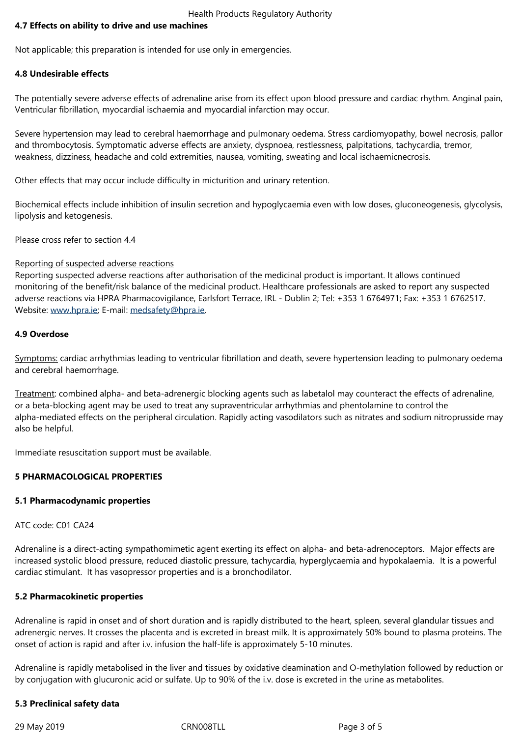**4.7 Effects on ability to drive and use machines**

Not applicable; this preparation is intended for use only in emergencies.

**4.8 Undesirable effects**

The potentially severe adverse effects of adrenaline arise from its effect upon blood pressure and cardiac rhythm. Anginal pain, Ventricular fibrillation, myocardial ischaemia and myocardial infarction may occur.

Severe hypertension may lead to cerebral haemorrhage and pulmonary oedema. Stress cardiomyopathy, bowel necrosis, pallor and thrombocytosis. Symptomatic adverse effects are anxiety, dyspnoea, restlessness, palpitations, tachycardia, tremor, weakness, dizziness, headache and cold extremities, nausea, vomiting, sweating and local ischaemicnecrosis.

Other effects that may occur include difficulty in micturition and urinary retention.

Biochemical effects include inhibition of insulin secretion and hypoglycaemia even with low doses, gluconeogenesis, glycolysis, lipolysis and ketogenesis.

Please cross refer to section 4.4

Reporting of suspected adverse reactions

Reporting suspected adverse reactions after authorisation of the medicinal product is important. It allows continued monitoring of the benefit/risk balance of the medicinal product. Healthcare professionals are asked to report any suspected adverse reactions via HPRA Pharmacovigilance, Earlsfort Terrace, IRL - Dublin 2; Tel: +353 1 6764971; Fax: +353 1 6762517. Website: www.hpra.ie; E-mail: medsafety@hpra.ie.

**4.9 Overdose**

Symptoms: cardiac arrhythmias leading to ventricular fibrillation and death, severe hypertension leading to pulmonary oedema and cerebral haemorrhage.

Treatment: combined alpha- and beta-adrenergic blocking agents such as labetalol may counteract the effects of adrenaline, or a beta-blocking agent may be used to treat any supraventricular arrhythmias and phentolamine to control the alpha-mediated effects on the peripheral circulation. Rapidly acting vasodilators such as nitrates and sodium nitroprusside may also be helpful.

Immediate resuscitation support must be available.

**5 PHARMACOLOGICAL PROPERTIES**

**5.1 Pharmacodynamic properties**

ATC code: C01 CA24

Adrenaline is a direct-acting sympathomimetic agent exerting its effect on alpha- and beta-adrenoceptors. Major effects are increased systolic blood pressure, reduced diastolic pressure, tachycardia, hyperglycaemia and hypokalaemia. It is a powerful cardiac stimulant. It has vasopressor properties and is a bronchodilator.

**5.2 Pharmacokinetic properties**

Adrenaline is rapid in onset and of short duration and is rapidly distributed to the heart, spleen, several glandular tissues and adrenergic nerves. It crosses the placenta and is excreted in breast milk. It is approximately 50% bound to plasma proteins. The onset of action is rapid and after i.v. infusion the half-life is approximately 5-10 minutes.

Adrenaline is rapidly metabolised in the liver and tissues by oxidative deamination and O-methylation followed by reduction or by conjugation with glucuronic acid or sulfate. Up to 90% of the i.v. dose is excreted in the urine as metabolites.

**5.3 Preclinical safety data**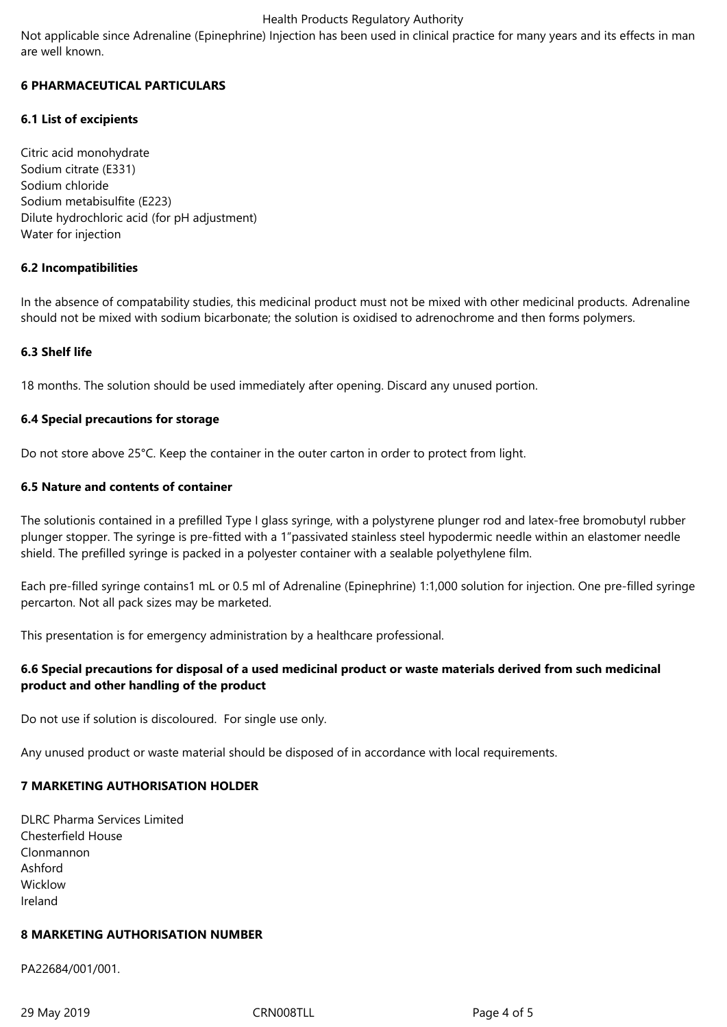Not applicable since Adrenaline (Epinephrine) Injection has been used in clinical practice for many years and its effects in man are well known.

## 6 PHARMACEUTICAL PARTICULARS

### 6.1 List of excipients

Citric acid monohydrate
Sodium citrate (E331)
Sodium chloride
Sodium metabisulfite (E223)
Dilute hydrochloric acid (for pH adjustment)
Water for injection

### 6.2 Incompatibilities

In the absence of compatability studies, this medicinal product must not be mixed with other medicinal products. Adrenaline should not be mixed with sodium bicarbonate; the solution is oxidised to adrenochrome and then forms polymers.

### 6.3 Shelf life

18 months. The solution should be used immediately after opening. Discard any unused portion.

### 6.4 Special precautions for storage

Do not store above 25°C. Keep the container in the outer carton in order to protect from light.

### 6.5 Nature and contents of container

The solutionis contained in a prefilled Type I glass syringe, with a polystyrene plunger rod and latex-free bromobutyl rubber plunger stopper. The syringe is pre-fitted with a 1"passivated stainless steel hypodermic needle within an elastomer needle shield. The prefilled syringe is packed in a polyester container with a sealable polyethylene film.

Each pre-filled syringe contains1 mL or 0.5 ml of Adrenaline (Epinephrine) 1:1,000 solution for injection. One pre-filled syringe percarton. Not all pack sizes may be marketed.

This presentation is for emergency administration by a healthcare professional.

### 6.6 Special precautions for disposal of a used medicinal product or waste materials derived from such medicinal product and other handling of the product

Do not use if solution is discoloured. For single use only.

Any unused product or waste material should be disposed of in accordance with local requirements.

## 7 MARKETING AUTHORISATION HOLDER

DLRC Pharma Services Limited
Chesterfield House
Clonmannon
Ashford
Wicklow
Ireland

## 8 MARKETING AUTHORISATION NUMBER

PA22684/001/001.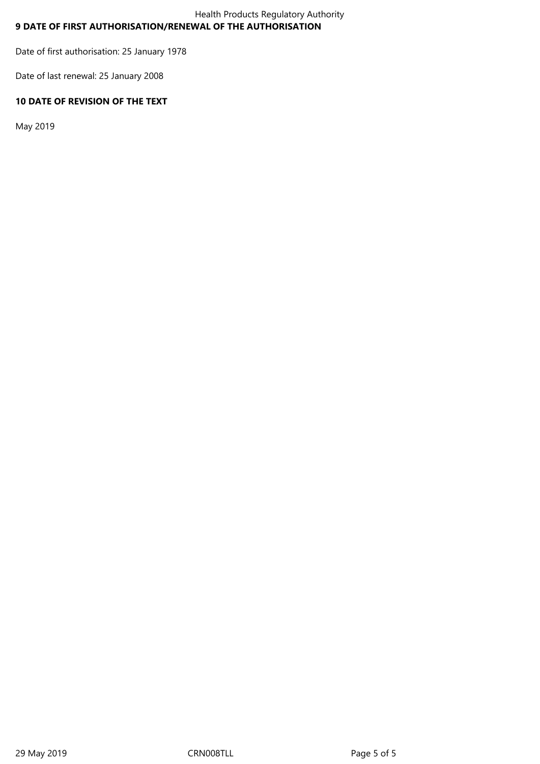## 9 DATE OF FIRST AUTHORISATION/RENEWAL OF THE AUTHORISATION

Date of first authorisation: 25 January 1978

Date of last renewal: 25 January 2008

## 10 DATE OF REVISION OF THE TEXT

May 2019